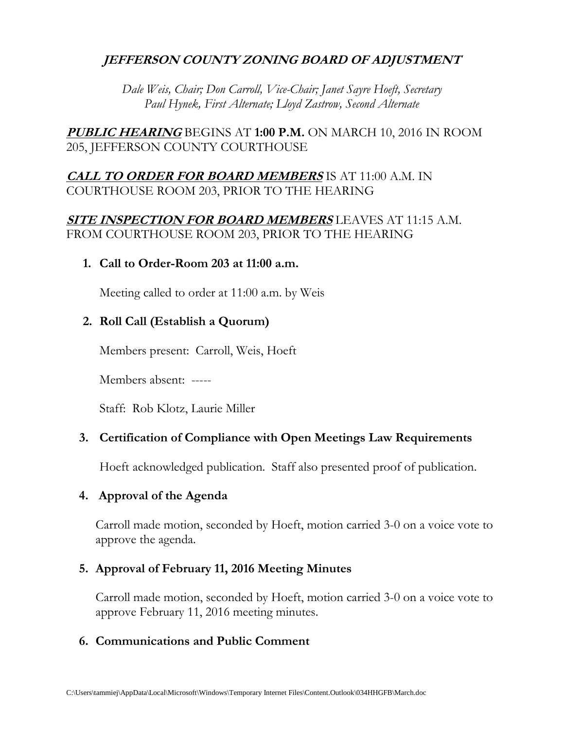# ***JEFFERSON COUNTY ZONING BOARD OF ADJUSTMENT***

*Dale Weis, Chair; Don Carroll, Vice-Chair; Janet Sayre Hoeft, Secretary*
*Paul Hynek, First Alternate; Lloyd Zastrow, Second Alternate*

***PUBLIC HEARING*** BEGINS AT **1:00 P.M.** ON MARCH 10, 2016 IN ROOM 205, JEFFERSON COUNTY COURTHOUSE

***CALL TO ORDER FOR BOARD MEMBERS*** IS AT 11:00 A.M. IN COURTHOUSE ROOM 203, PRIOR TO THE HEARING

***SITE INSPECTION FOR BOARD MEMBERS*** LEAVES AT 11:15 A.M. FROM COURTHOUSE ROOM 203, PRIOR TO THE HEARING

1. **Call to Order-Room 203 at 11:00 a.m.**

   Meeting called to order at 11:00 a.m. by Weis

2. **Roll Call (Establish a Quorum)**

   Members present: Carroll, Weis, Hoeft

   Members absent: -----

   Staff: Rob Klotz, Laurie Miller

3. **Certification of Compliance with Open Meetings Law Requirements**

   Hoeft acknowledged publication. Staff also presented proof of publication.

4. **Approval of the Agenda**

   Carroll made motion, seconded by Hoeft, motion carried 3-0 on a voice vote to approve the agenda.

5. **Approval of February 11, 2016 Meeting Minutes**

   Carroll made motion, seconded by Hoeft, motion carried 3-0 on a voice vote to approve February 11, 2016 meeting minutes.

6. **Communications and Public Comment**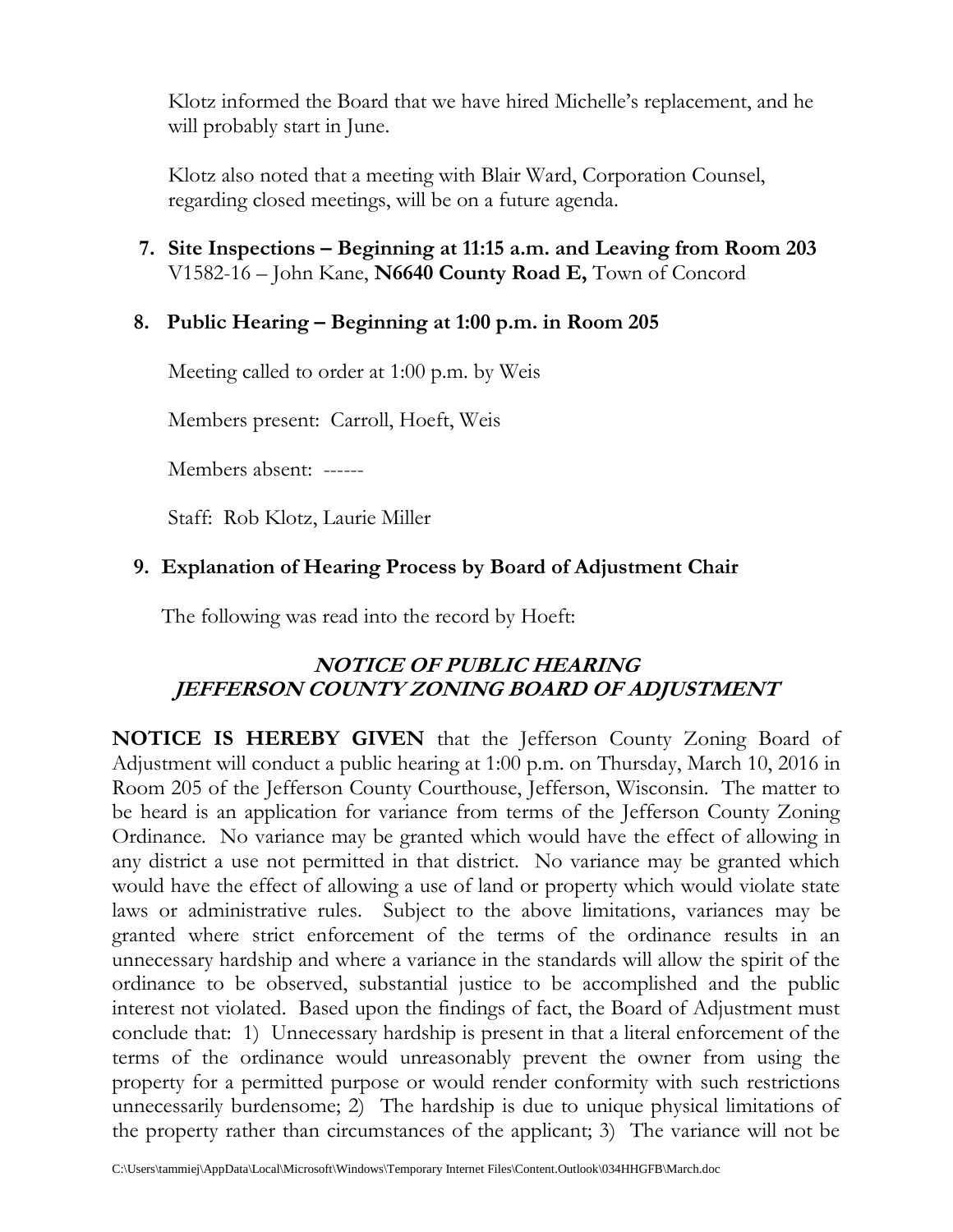Klotz informed the Board that we have hired Michelle's replacement, and he will probably start in June.

Klotz also noted that a meeting with Blair Ward, Corporation Counsel, regarding closed meetings, will be on a future agenda.

**7. Site Inspections – Beginning at 11:15 a.m. and Leaving from Room 203**
V1582-16 – John Kane, **N6640 County Road E,** Town of Concord

**8. Public Hearing – Beginning at 1:00 p.m. in Room 205**

Meeting called to order at 1:00 p.m. by Weis

Members present: Carroll, Hoeft, Weis

Members absent: ------

Staff: Rob Klotz, Laurie Miller

**9. Explanation of Hearing Process by Board of Adjustment Chair**

The following was read into the record by Hoeft:

***NOTICE OF PUBLIC HEARING***
***JEFFERSON COUNTY ZONING BOARD OF ADJUSTMENT***

**NOTICE IS HEREBY GIVEN** that the Jefferson County Zoning Board of Adjustment will conduct a public hearing at 1:00 p.m. on Thursday, March 10, 2016 in Room 205 of the Jefferson County Courthouse, Jefferson, Wisconsin. The matter to be heard is an application for variance from terms of the Jefferson County Zoning Ordinance. No variance may be granted which would have the effect of allowing in any district a use not permitted in that district. No variance may be granted which would have the effect of allowing a use of land or property which would violate state laws or administrative rules. Subject to the above limitations, variances may be granted where strict enforcement of the terms of the ordinance results in an unnecessary hardship and where a variance in the standards will allow the spirit of the ordinance to be observed, substantial justice to be accomplished and the public interest not violated. Based upon the findings of fact, the Board of Adjustment must conclude that: 1) Unnecessary hardship is present in that a literal enforcement of the terms of the ordinance would unreasonably prevent the owner from using the property for a permitted purpose or would render conformity with such restrictions unnecessarily burdensome; 2) The hardship is due to unique physical limitations of the property rather than circumstances of the applicant; 3) The variance will not be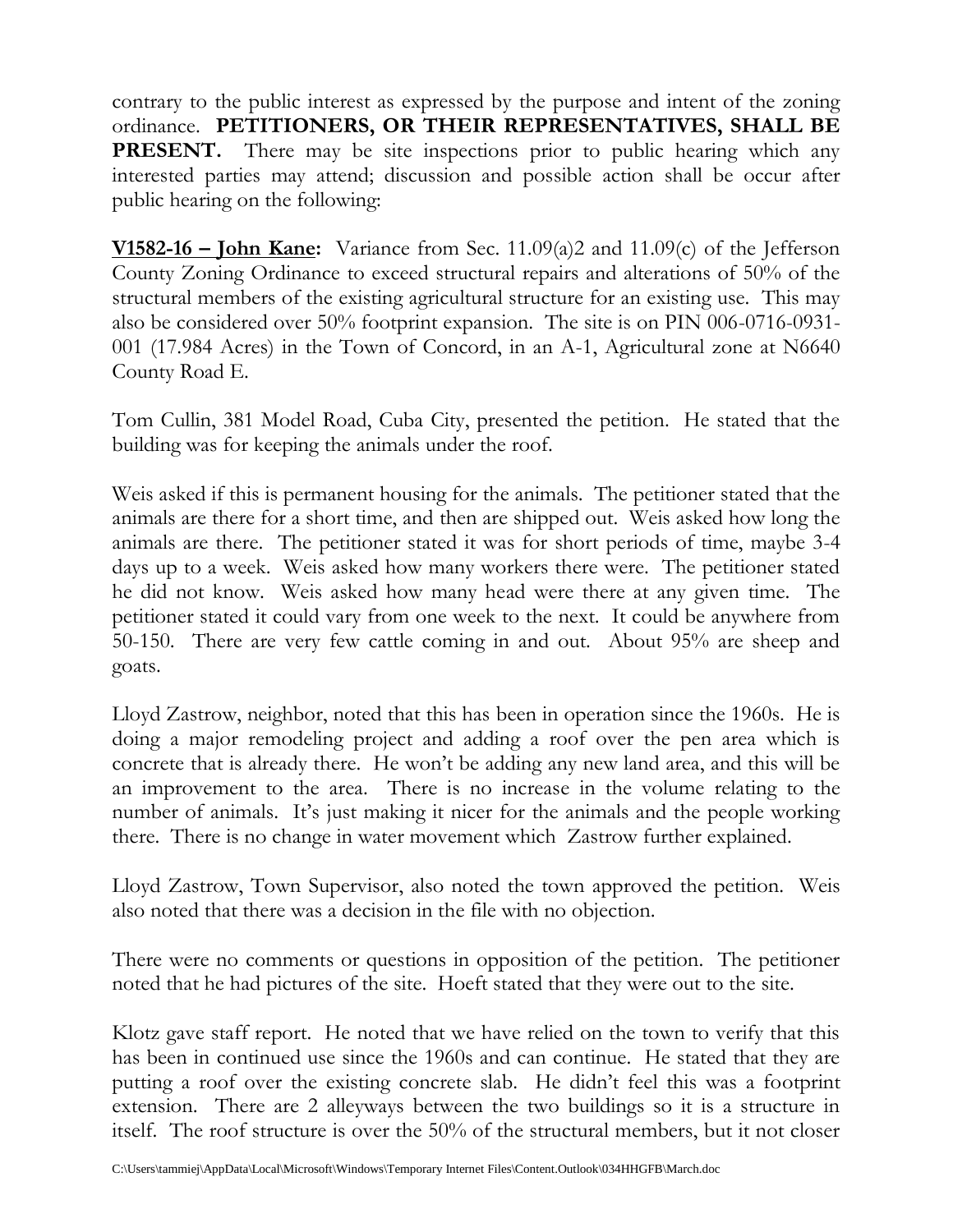contrary to the public interest as expressed by the purpose and intent of the zoning ordinance. **PETITIONERS, OR THEIR REPRESENTATIVES, SHALL BE PRESENT.** There may be site inspections prior to public hearing which any interested parties may attend; discussion and possible action shall be occur after public hearing on the following:

**V1582-16 – John Kane:** Variance from Sec. 11.09(a)2 and 11.09(c) of the Jefferson County Zoning Ordinance to exceed structural repairs and alterations of 50% of the structural members of the existing agricultural structure for an existing use. This may also be considered over 50% footprint expansion. The site is on PIN 006-0716-0931-001 (17.984 Acres) in the Town of Concord, in an A-1, Agricultural zone at N6640 County Road E.

Tom Cullin, 381 Model Road, Cuba City, presented the petition. He stated that the building was for keeping the animals under the roof.

Weis asked if this is permanent housing for the animals. The petitioner stated that the animals are there for a short time, and then are shipped out. Weis asked how long the animals are there. The petitioner stated it was for short periods of time, maybe 3-4 days up to a week. Weis asked how many workers there were. The petitioner stated he did not know. Weis asked how many head were there at any given time. The petitioner stated it could vary from one week to the next. It could be anywhere from 50-150. There are very few cattle coming in and out. About 95% are sheep and goats.

Lloyd Zastrow, neighbor, noted that this has been in operation since the 1960s. He is doing a major remodeling project and adding a roof over the pen area which is concrete that is already there. He won't be adding any new land area, and this will be an improvement to the area. There is no increase in the volume relating to the number of animals. It's just making it nicer for the animals and the people working there. There is no change in water movement which Zastrow further explained.

Lloyd Zastrow, Town Supervisor, also noted the town approved the petition. Weis also noted that there was a decision in the file with no objection.

There were no comments or questions in opposition of the petition. The petitioner noted that he had pictures of the site. Hoeft stated that they were out to the site.

Klotz gave staff report. He noted that we have relied on the town to verify that this has been in continued use since the 1960s and can continue. He stated that they are putting a roof over the existing concrete slab. He didn't feel this was a footprint extension. There are 2 alleyways between the two buildings so it is a structure in itself. The roof structure is over the 50% of the structural members, but it not closer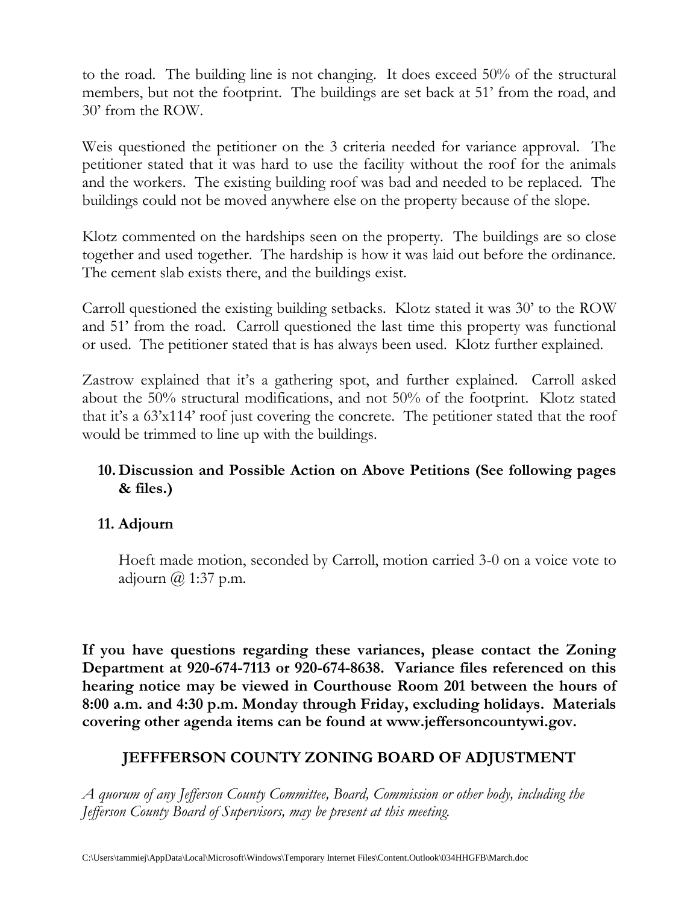to the road. The building line is not changing. It does exceed 50% of the structural members, but not the footprint. The buildings are set back at 51' from the road, and 30' from the ROW.

Weis questioned the petitioner on the 3 criteria needed for variance approval. The petitioner stated that it was hard to use the facility without the roof for the animals and the workers. The existing building roof was bad and needed to be replaced. The buildings could not be moved anywhere else on the property because of the slope.

Klotz commented on the hardships seen on the property. The buildings are so close together and used together. The hardship is how it was laid out before the ordinance. The cement slab exists there, and the buildings exist.

Carroll questioned the existing building setbacks. Klotz stated it was 30' to the ROW and 51' from the road. Carroll questioned the last time this property was functional or used. The petitioner stated that is has always been used. Klotz further explained.

Zastrow explained that it's a gathering spot, and further explained. Carroll asked about the 50% structural modifications, and not 50% of the footprint. Klotz stated that it's a 63'x114' roof just covering the concrete. The petitioner stated that the roof would be trimmed to line up with the buildings.

**10. Discussion and Possible Action on Above Petitions (See following pages & files.)**

**11. Adjourn**

Hoeft made motion, seconded by Carroll, motion carried 3-0 on a voice vote to adjourn @ 1:37 p.m.

**If you have questions regarding these variances, please contact the Zoning Department at 920-674-7113 or 920-674-8638. Variance files referenced on this hearing notice may be viewed in Courthouse Room 201 between the hours of 8:00 a.m. and 4:30 p.m. Monday through Friday, excluding holidays. Materials covering other agenda items can be found at www.jeffersoncountywi.gov.**

**JEFFFERSON COUNTY ZONING BOARD OF ADJUSTMENT**

*A quorum of any Jefferson County Committee, Board, Commission or other body, including the Jefferson County Board of Supervisors, may be present at this meeting.*

C:\Users\tammiej\AppData\Local\Microsoft\Windows\Temporary Internet Files\Content.Outlook\034HHGFB\March.doc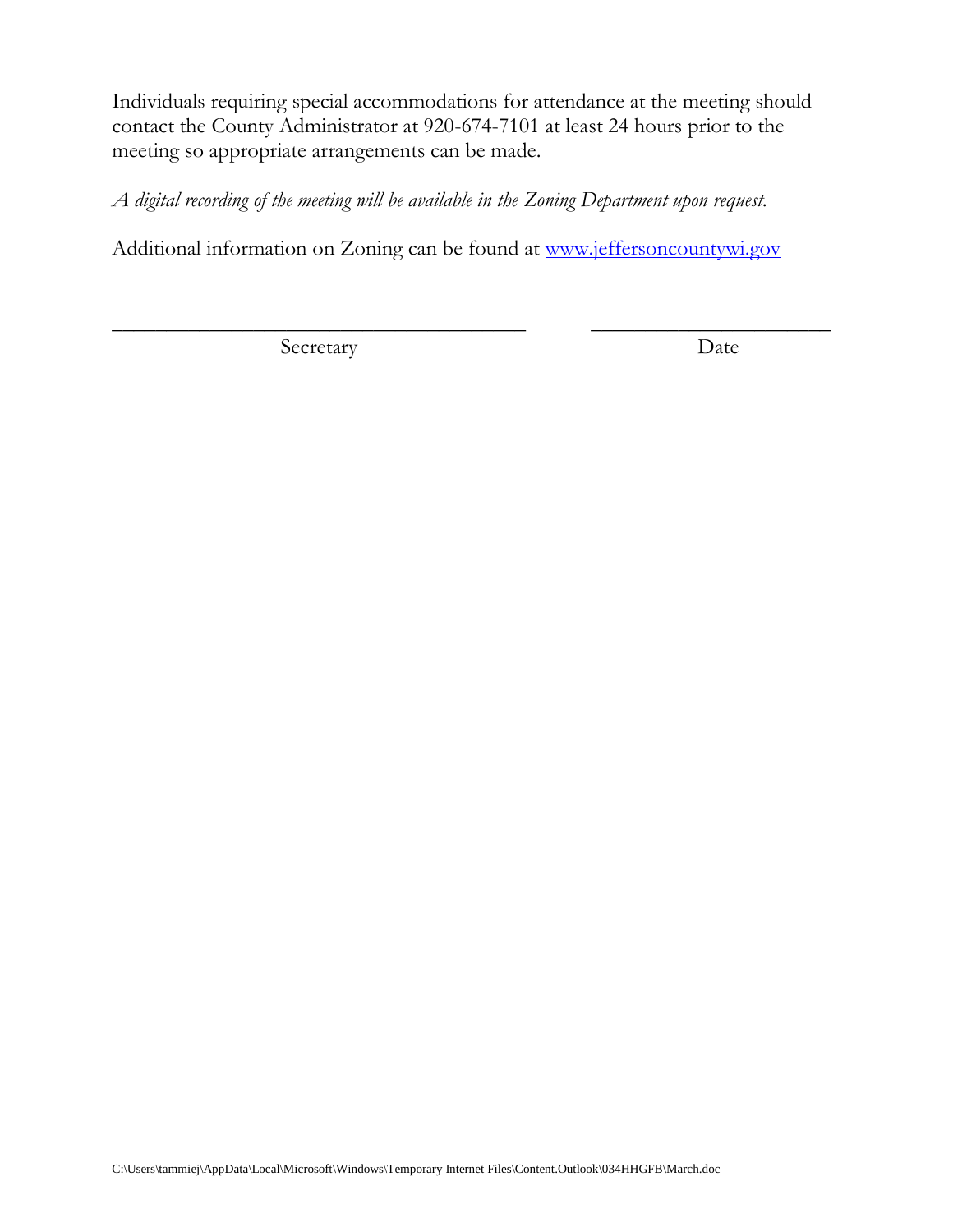Individuals requiring special accommodations for attendance at the meeting should contact the County Administrator at 920-674-7101 at least 24 hours prior to the meeting so appropriate arrangements can be made.

*A digital recording of the meeting will be available in the Zoning Department upon request.*

Additional information on Zoning can be found at [www.jeffersoncountywi.gov](http://www.jeffersoncountywi.gov)

\_\_\_\_\_\_\_\_\_\_\_\_\_\_\_\_\_\_\_\_\_\_\_\_\_\_\_\_\_\_\_\_\_\_\_\_\_\_\_\_ \_\_\_\_\_\_\_\_\_\_\_\_\_\_\_\_\_\_\_\_\_\_\_

Secretary Date

C:\Users\tammiej\AppData\Local\Microsoft\Windows\Temporary Internet Files\Content.Outlook\034HHGFB\March.doc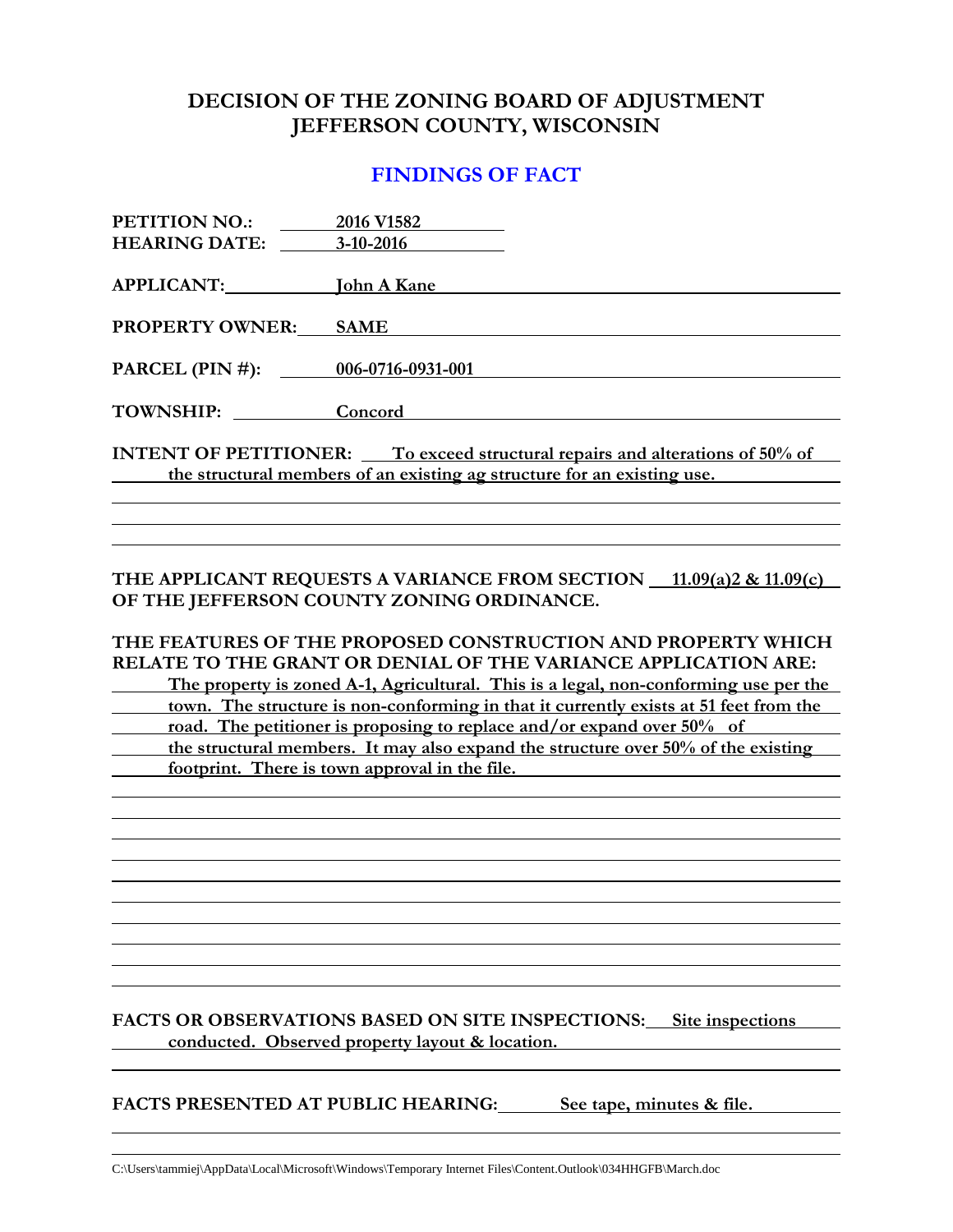# DECISION OF THE ZONING BOARD OF ADJUSTMENT
# JEFFERSON COUNTY, WISCONSIN

## FINDINGS OF FACT

**PETITION NO.:** 2016 V1582
**HEARING DATE:** 3-10-2016

**APPLICANT:** John A Kane

**PROPERTY OWNER:** SAME

**PARCEL (PIN #):** 006-0716-0931-001

**TOWNSHIP:** Concord

**INTENT OF PETITIONER:** To exceed structural repairs and alterations of 50% of the structural members of an existing ag structure for an existing use.

**THE APPLICANT REQUESTS A VARIANCE FROM SECTION** 11.09(a)2 & 11.09(c) **OF THE JEFFERSON COUNTY ZONING ORDINANCE.**

**THE FEATURES OF THE PROPOSED CONSTRUCTION AND PROPERTY WHICH RELATE TO THE GRANT OR DENIAL OF THE VARIANCE APPLICATION ARE:**
The property is zoned A-1, Agricultural. This is a legal, non-conforming use per the town. The structure is non-conforming in that it currently exists at 51 feet from the road. The petitioner is proposing to replace and/or expand over 50% of the structural members. It may also expand the structure over 50% of the existing footprint. There is town approval in the file.

**FACTS OR OBSERVATIONS BASED ON SITE INSPECTIONS:** Site inspections conducted. Observed property layout & location.

**FACTS PRESENTED AT PUBLIC HEARING:** See tape, minutes & file.

C:\Users\tammiej\AppData\Local\Microsoft\Windows\Temporary Internet Files\Content.Outlook\034HHGFB\March.doc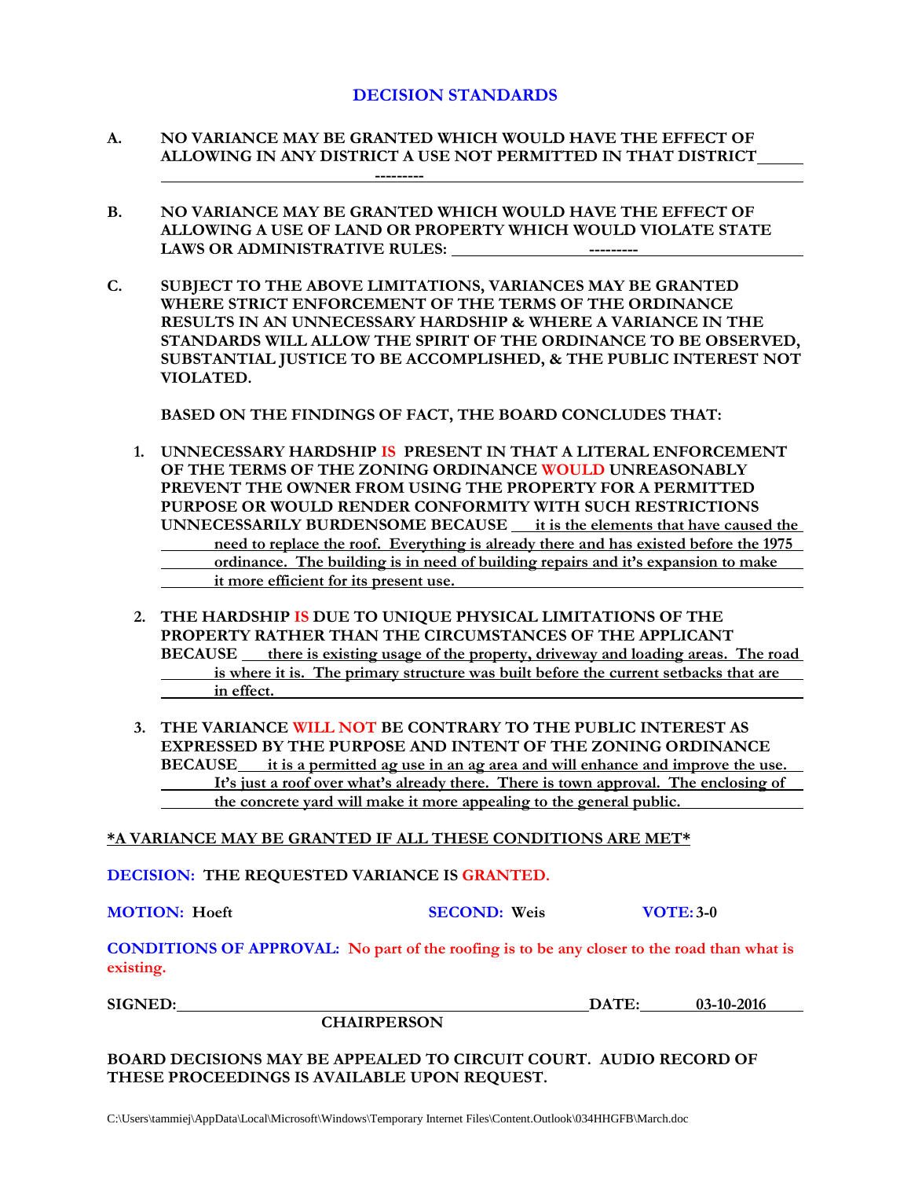# DECISION STANDARDS

**A.** **NO VARIANCE MAY BE GRANTED WHICH WOULD HAVE THE EFFECT OF ALLOWING IN ANY DISTRICT A USE NOT PERMITTED IN THAT DISTRICT** ---------

**B.** **NO VARIANCE MAY BE GRANTED WHICH WOULD HAVE THE EFFECT OF ALLOWING A USE OF LAND OR PROPERTY WHICH WOULD VIOLATE STATE LAWS OR ADMINISTRATIVE RULES:** ---------

**C.** **SUBJECT TO THE ABOVE LIMITATIONS, VARIANCES MAY BE GRANTED WHERE STRICT ENFORCEMENT OF THE TERMS OF THE ORDINANCE RESULTS IN AN UNNECESSARY HARDSHIP & WHERE A VARIANCE IN THE STANDARDS WILL ALLOW THE SPIRIT OF THE ORDINANCE TO BE OBSERVED, SUBSTANTIAL JUSTICE TO BE ACCOMPLISHED, & THE PUBLIC INTEREST NOT VIOLATED.**

**BASED ON THE FINDINGS OF FACT, THE BOARD CONCLUDES THAT:**

1. **UNNECESSARY HARDSHIP IS PRESENT IN THAT A LITERAL ENFORCEMENT OF THE TERMS OF THE ZONING ORDINANCE WOULD UNREASONABLY PREVENT THE OWNER FROM USING THE PROPERTY FOR A PERMITTED PURPOSE OR WOULD RENDER CONFORMITY WITH SUCH RESTRICTIONS UNNECESSARILY BURDENSOME BECAUSE** it is the elements that have caused the need to replace the roof. Everything is already there and has existed before the 1975 ordinance. The building is in need of building repairs and it's expansion to make it more efficient for its present use.

2. **THE HARDSHIP IS DUE TO UNIQUE PHYSICAL LIMITATIONS OF THE PROPERTY RATHER THAN THE CIRCUMSTANCES OF THE APPLICANT BECAUSE** there is existing usage of the property, driveway and loading areas. The road is where it is. The primary structure was built before the current setbacks that are in effect.

3. **THE VARIANCE WILL NOT BE CONTRARY TO THE PUBLIC INTEREST AS EXPRESSED BY THE PURPOSE AND INTENT OF THE ZONING ORDINANCE BECAUSE** it is a permitted ag use in an ag area and will enhance and improve the use. It's just a roof over what's already there. There is town approval. The enclosing of the concrete yard will make it more appealing to the general public.

***A VARIANCE MAY BE GRANTED IF ALL THESE CONDITIONS ARE MET***

**DECISION: THE REQUESTED VARIANCE IS GRANTED.**

**MOTION:** Hoeft **SECOND:** Weis **VOTE:** 3-0

**CONDITIONS OF APPROVAL: No part of the roofing is to be any closer to the road than what is existing.**

**SIGNED:** ______________________ **DATE:** 03-10-2016

**CHAIRPERSON**

**BOARD DECISIONS MAY BE APPEALED TO CIRCUIT COURT. AUDIO RECORD OF THESE PROCEEDINGS IS AVAILABLE UPON REQUEST.**

C:\Users\tammiej\AppData\Local\Microsoft\Windows\Temporary Internet Files\Content.Outlook\034HHGFB\March.doc